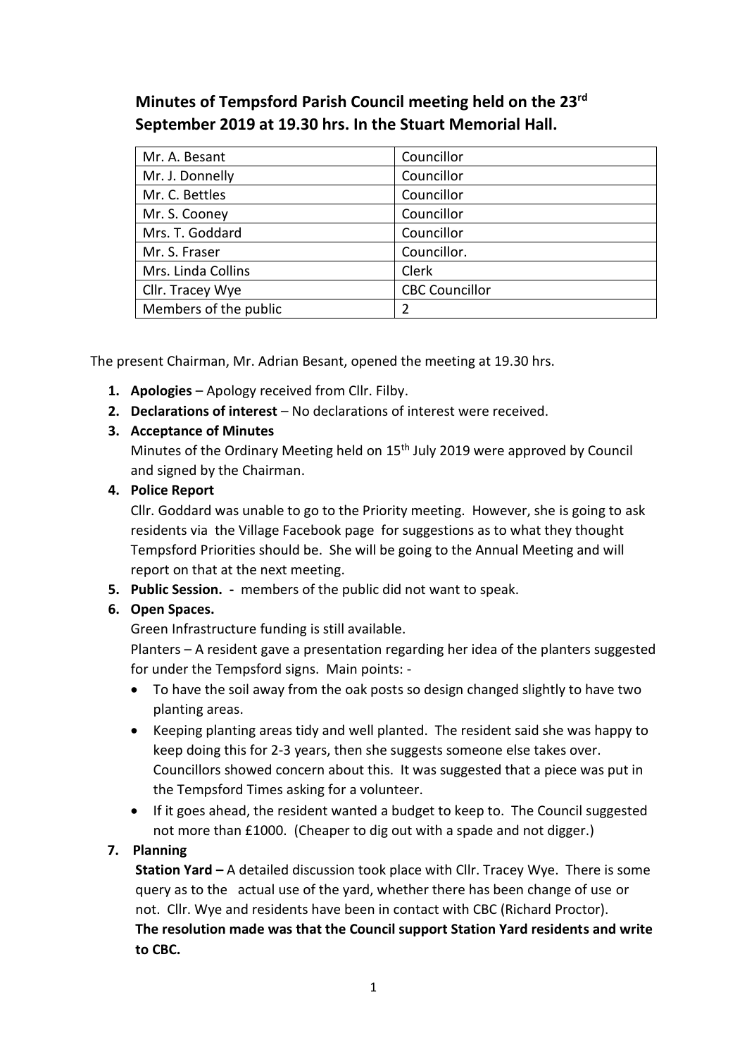# Minutes of Tempsford Parish Council meeting held on the 23rd September 2019 at 19.30 hrs. In the Stuart Memorial Hall.

| Mr. A. Besant | Councillor |
|---|---|
| Mr. J. Donnelly | Councillor |
| Mr. C. Bettles | Councillor |
| Mr. S. Cooney | Councillor |
| Mrs. T. Goddard | Councillor |
| Mr. S. Fraser | Councillor. |
| Mrs. Linda Collins | Clerk |
| Cllr. Tracey Wye | CBC Councillor |
| Members of the public | 2 |

The present Chairman, Mr. Adrian Besant, opened the meeting at 19.30 hrs.

1. **Apologies** – Apology received from Cllr. Filby.
2. **Declarations of interest** – No declarations of interest were received.
3. **Acceptance of Minutes**
   Minutes of the Ordinary Meeting held on 15th July 2019 were approved by Council and signed by the Chairman.
4. **Police Report**
   Cllr. Goddard was unable to go to the Priority meeting. However, she is going to ask residents via the Village Facebook page for suggestions as to what they thought Tempsford Priorities should be. She will be going to the Annual Meeting and will report on that at the next meeting.
5. **Public Session. -** members of the public did not want to speak.
6. **Open Spaces.**
   Green Infrastructure funding is still available.
   Planters – A resident gave a presentation regarding her idea of the planters suggested for under the Tempsford signs. Main points: -
   - To have the soil away from the oak posts so design changed slightly to have two planting areas.
   - Keeping planting areas tidy and well planted. The resident said she was happy to keep doing this for 2-3 years, then she suggests someone else takes over. Councillors showed concern about this. It was suggested that a piece was put in the Tempsford Times asking for a volunteer.
   - If it goes ahead, the resident wanted a budget to keep to. The Council suggested not more than £1000. (Cheaper to dig out with a spade and not digger.)
7. **Planning**
   **Station Yard –** A detailed discussion took place with Cllr. Tracey Wye. There is some query as to the actual use of the yard, whether there has been change of use or not. Cllr. Wye and residents have been in contact with CBC (Richard Proctor).
   **The resolution made was that the Council support Station Yard residents and write to CBC.**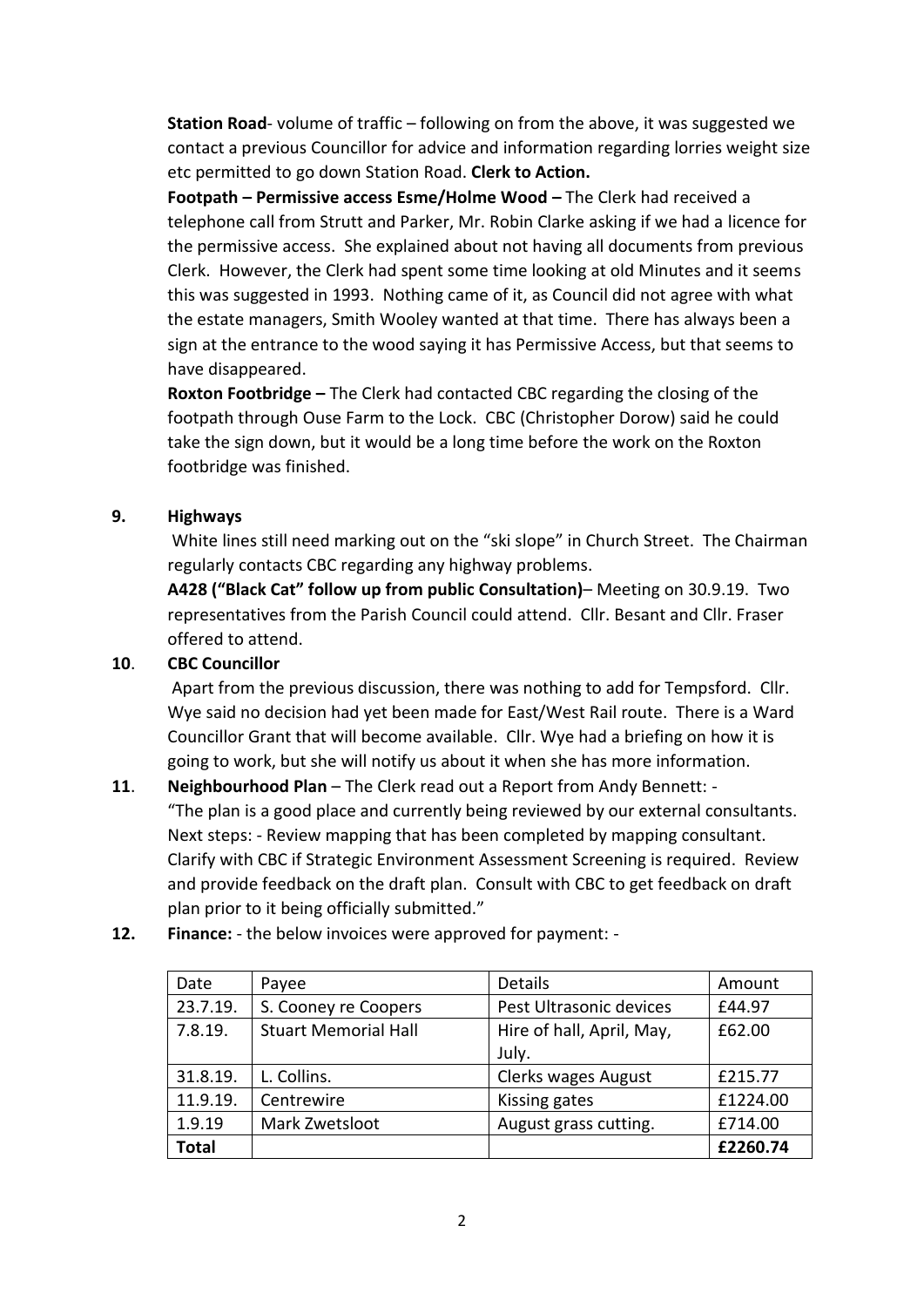**Station Road**- volume of traffic – following on from the above, it was suggested we contact a previous Councillor for advice and information regarding lorries weight size etc permitted to go down Station Road. **Clerk to Action.**

**Footpath – Permissive access Esme/Holme Wood –** The Clerk had received a telephone call from Strutt and Parker, Mr. Robin Clarke asking if we had a licence for the permissive access. She explained about not having all documents from previous Clerk. However, the Clerk had spent some time looking at old Minutes and it seems this was suggested in 1993. Nothing came of it, as Council did not agree with what the estate managers, Smith Wooley wanted at that time. There has always been a sign at the entrance to the wood saying it has Permissive Access, but that seems to have disappeared.

**Roxton Footbridge –** The Clerk had contacted CBC regarding the closing of the footpath through Ouse Farm to the Lock. CBC (Christopher Dorow) said he could take the sign down, but it would be a long time before the work on the Roxton footbridge was finished.

**9. Highways**

White lines still need marking out on the "ski slope" in Church Street. The Chairman regularly contacts CBC regarding any highway problems.

**A428 ("Black Cat" follow up from public Consultation)**– Meeting on 30.9.19. Two representatives from the Parish Council could attend. Cllr. Besant and Cllr. Fraser offered to attend.

**10. CBC Councillor**

Apart from the previous discussion, there was nothing to add for Tempsford. Cllr. Wye said no decision had yet been made for East/West Rail route. There is a Ward Councillor Grant that will become available. Cllr. Wye had a briefing on how it is going to work, but she will notify us about it when she has more information.

**11. Neighbourhood Plan** – The Clerk read out a Report from Andy Bennett: -
"The plan is a good place and currently being reviewed by our external consultants. Next steps: - Review mapping that has been completed by mapping consultant. Clarify with CBC if Strategic Environment Assessment Screening is required. Review and provide feedback on the draft plan. Consult with CBC to get feedback on draft plan prior to it being officially submitted."

**12. Finance:** - the below invoices were approved for payment: -

| Date | Payee | Details | Amount |
|---|---|---|---|
| 23.7.19. | S. Cooney re Coopers | Pest Ultrasonic devices | £44.97 |
| 7.8.19. | Stuart Memorial Hall | Hire of hall, April, May, July. | £62.00 |
| 31.8.19. | L. Collins. | Clerks wages August | £215.77 |
| 11.9.19. | Centrewire | Kissing gates | £1224.00 |
| 1.9.19 | Mark Zwetsloot | August grass cutting. | £714.00 |
| **Total** | | | **£2260.74** |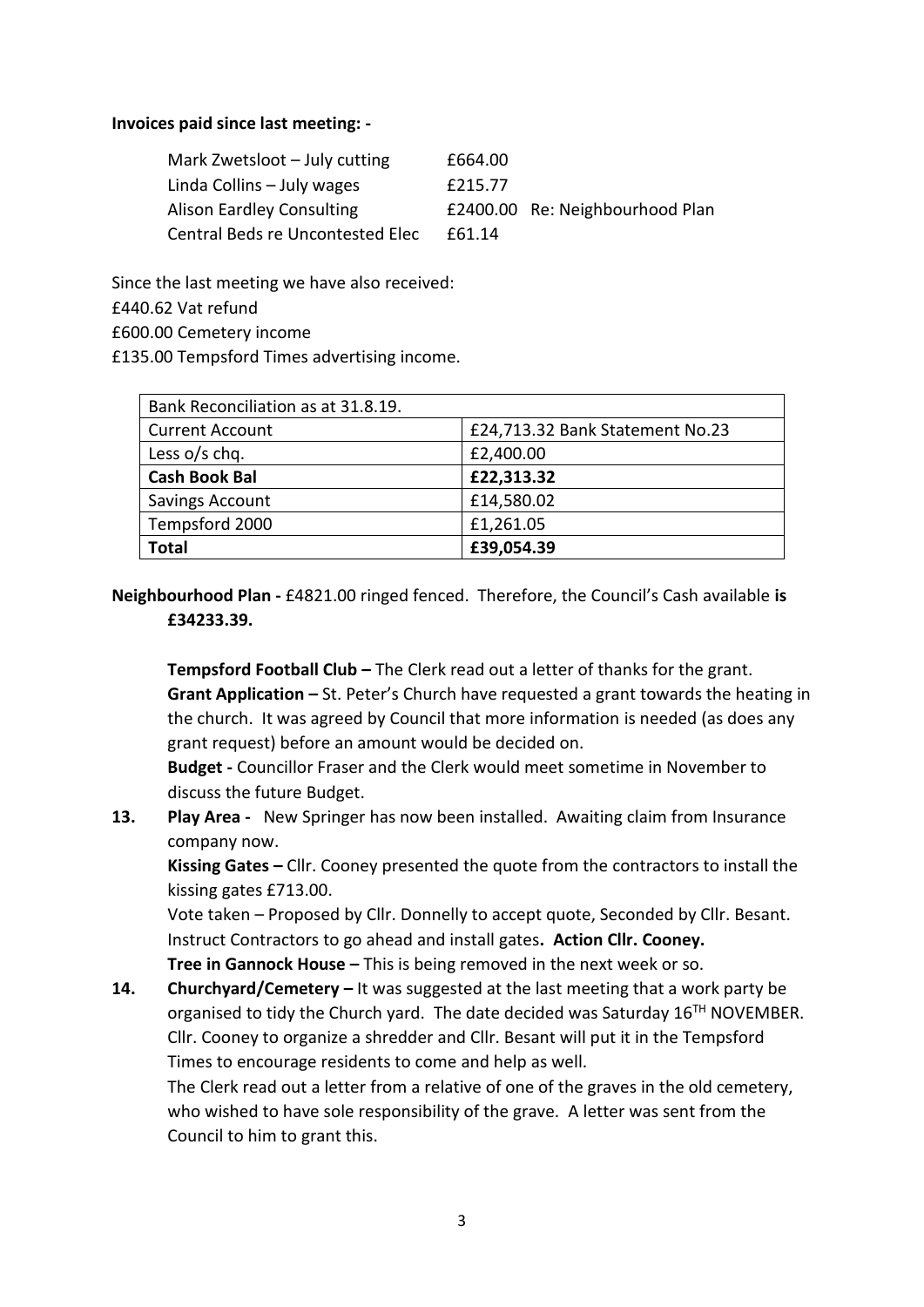**Invoices paid since last meeting: -**

| | | |
|---|---|---|
| Mark Zwetsloot – July cutting | £664.00 | |
| Linda Collins – July wages | £215.77 | |
| Alison Eardley Consulting | £2400.00 | Re: Neighbourhood Plan |
| Central Beds re Uncontested Elec | £61.14 | |

Since the last meeting we have also received:
£440.62 Vat refund
£600.00 Cemetery income
£135.00 Tempsford Times advertising income.

| Bank Reconciliation as at 31.8.19. | |
|---|---|
| Current Account | £24,713.32 Bank Statement No.23 |
| Less o/s chq. | £2,400.00 |
| **Cash Book Bal** | **£22,313.32** |
| Savings Account | £14,580.02 |
| Tempsford 2000 | £1,261.05 |
| **Total** | **£39,054.39** |

**Neighbourhood Plan -** £4821.00 ringed fenced. Therefore, the Council's Cash available **is £34233.39.**

**Tempsford Football Club –** The Clerk read out a letter of thanks for the grant.
**Grant Application –** St. Peter's Church have requested a grant towards the heating in the church. It was agreed by Council that more information is needed (as does any grant request) before an amount would be decided on.
**Budget -** Councillor Fraser and the Clerk would meet sometime in November to discuss the future Budget.

**13. Play Area -** New Springer has now been installed. Awaiting claim from Insurance company now.
**Kissing Gates –** Cllr. Cooney presented the quote from the contractors to install the kissing gates £713.00.
Vote taken – Proposed by Cllr. Donnelly to accept quote, Seconded by Cllr. Besant. Instruct Contractors to go ahead and install gates**. Action Cllr. Cooney.**
**Tree in Gannock House –** This is being removed in the next week or so.

**14. Churchyard/Cemetery –** It was suggested at the last meeting that a work party be organised to tidy the Church yard. The date decided was Saturday 16TH NOVEMBER. Cllr. Cooney to organize a shredder and Cllr. Besant will put it in the Tempsford Times to encourage residents to come and help as well.
The Clerk read out a letter from a relative of one of the graves in the old cemetery, who wished to have sole responsibility of the grave. A letter was sent from the Council to him to grant this.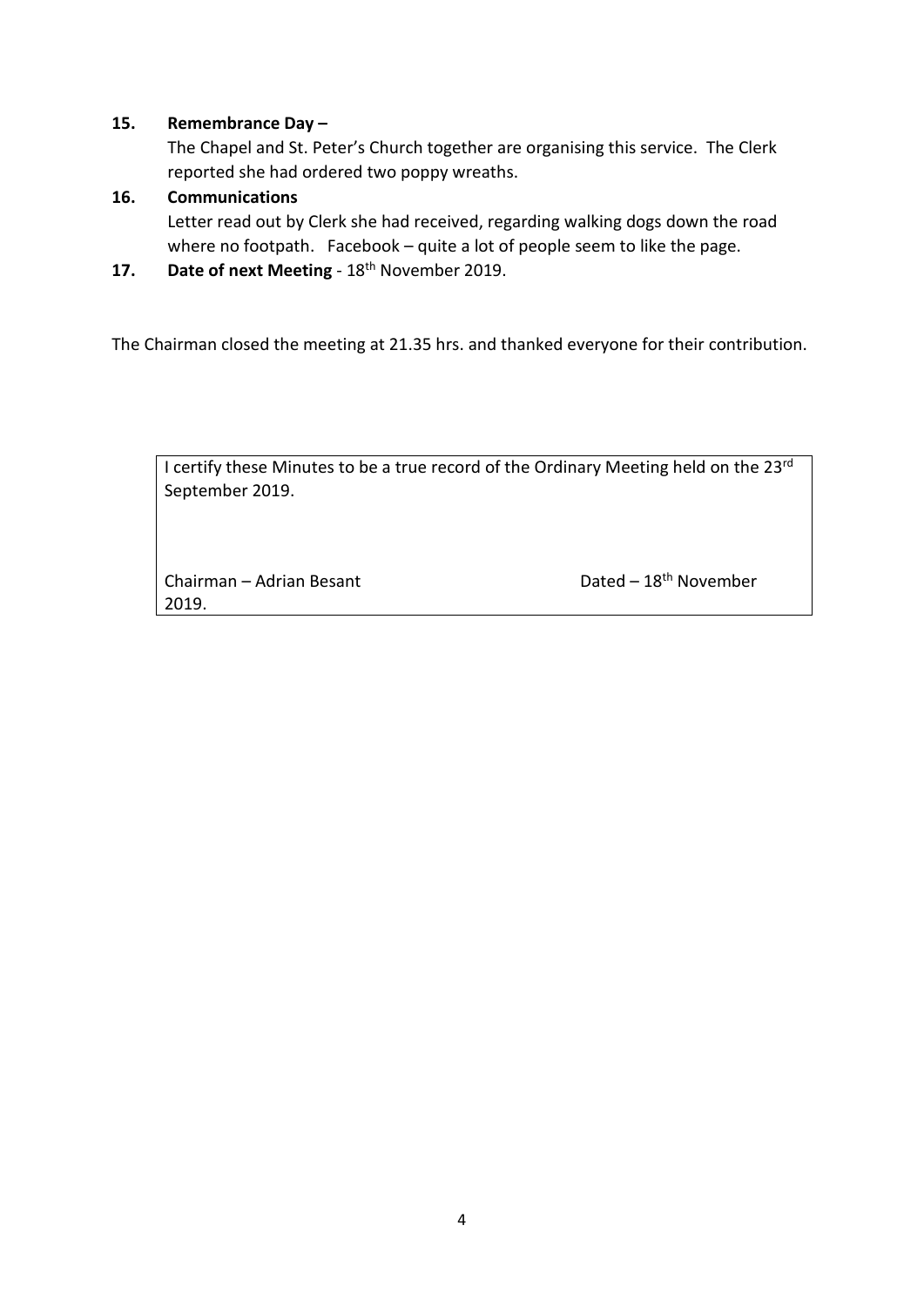**15. Remembrance Day –**

The Chapel and St. Peter's Church together are organising this service. The Clerk reported she had ordered two poppy wreaths.

**16. Communications**

Letter read out by Clerk she had received, regarding walking dogs down the road where no footpath. Facebook – quite a lot of people seem to like the page.

**17. Date of next Meeting** - 18th November 2019.

The Chairman closed the meeting at 21.35 hrs. and thanked everyone for their contribution.

I certify these Minutes to be a true record of the Ordinary Meeting held on the 23rd September 2019.

Chairman – Adrian Besant

Dated – 18th November 2019.